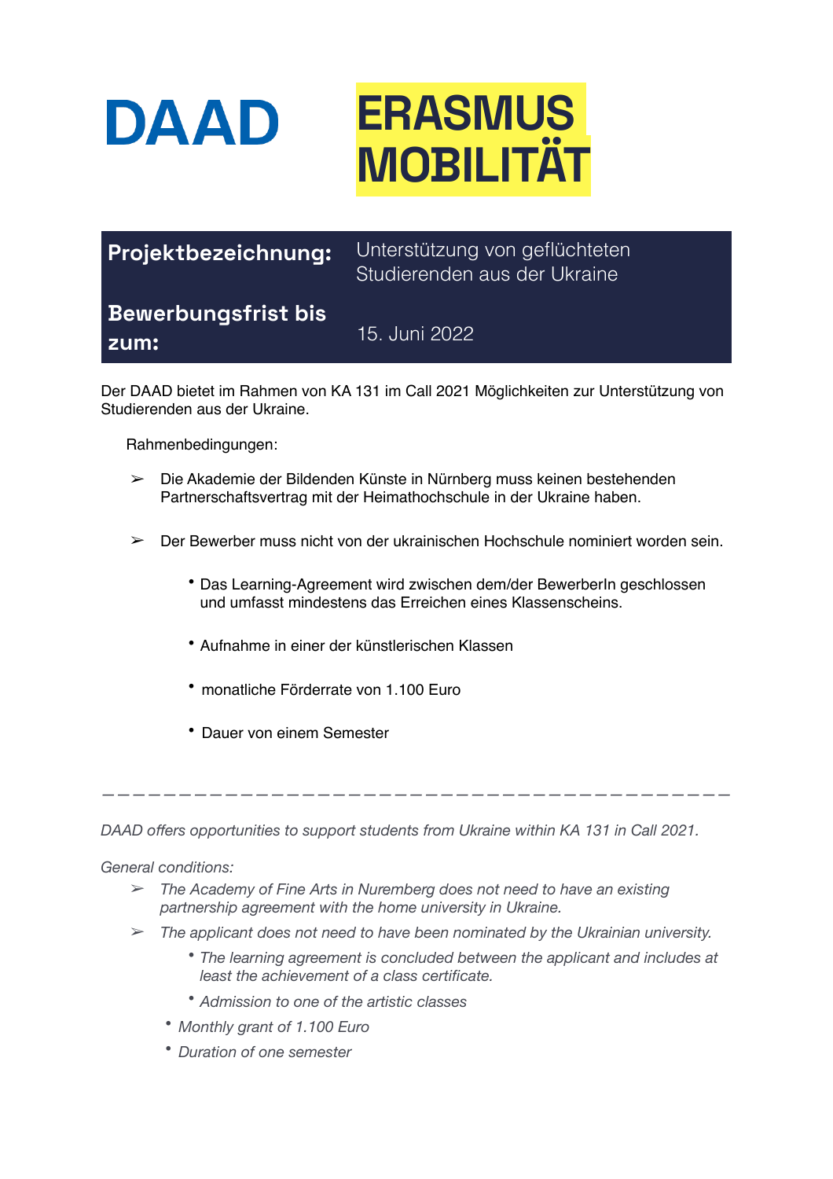# DAAD

# ERASMUS MOBILITÄT

| **Projektbezeichnung:** | Unterstützung von geflüchteten Studierenden aus der Ukraine |
|---|---|
| **Bewerbungsfrist bis zum:** | 15. Juni 2022 |

Der DAAD bietet im Rahmen von KA 131 im Call 2021 Möglichkeiten zur Unterstützung von Studierenden aus der Ukraine.

Rahmenbedingungen:

- ➢ Die Akademie der Bildenden Künste in Nürnberg muss keinen bestehenden Partnerschaftsvertrag mit der Heimathochschule in der Ukraine haben.
- ➢ Der Bewerber muss nicht von der ukrainischen Hochschule nominiert worden sein.
  - Das Learning-Agreement wird zwischen dem/der BewerberIn geschlossen und umfasst mindestens das Erreichen eines Klassenscheins.
  - Aufnahme in einer der künstlerischen Klassen
  - monatliche Förderrate von 1.100 Euro
  - Dauer von einem Semester

---

*DAAD offers opportunities to support students from Ukraine within KA 131 in Call 2021.*

*General conditions:*

- ➢ *The Academy of Fine Arts in Nuremberg does not need to have an existing partnership agreement with the home university in Ukraine.*
- ➢ *The applicant does not need to have been nominated by the Ukrainian university.*
  - *The learning agreement is concluded between the applicant and includes at least the achievement of a class certificate.*
  - *Admission to one of the artistic classes*
  - *Monthly grant of 1.100 Euro*
  - *Duration of one semester*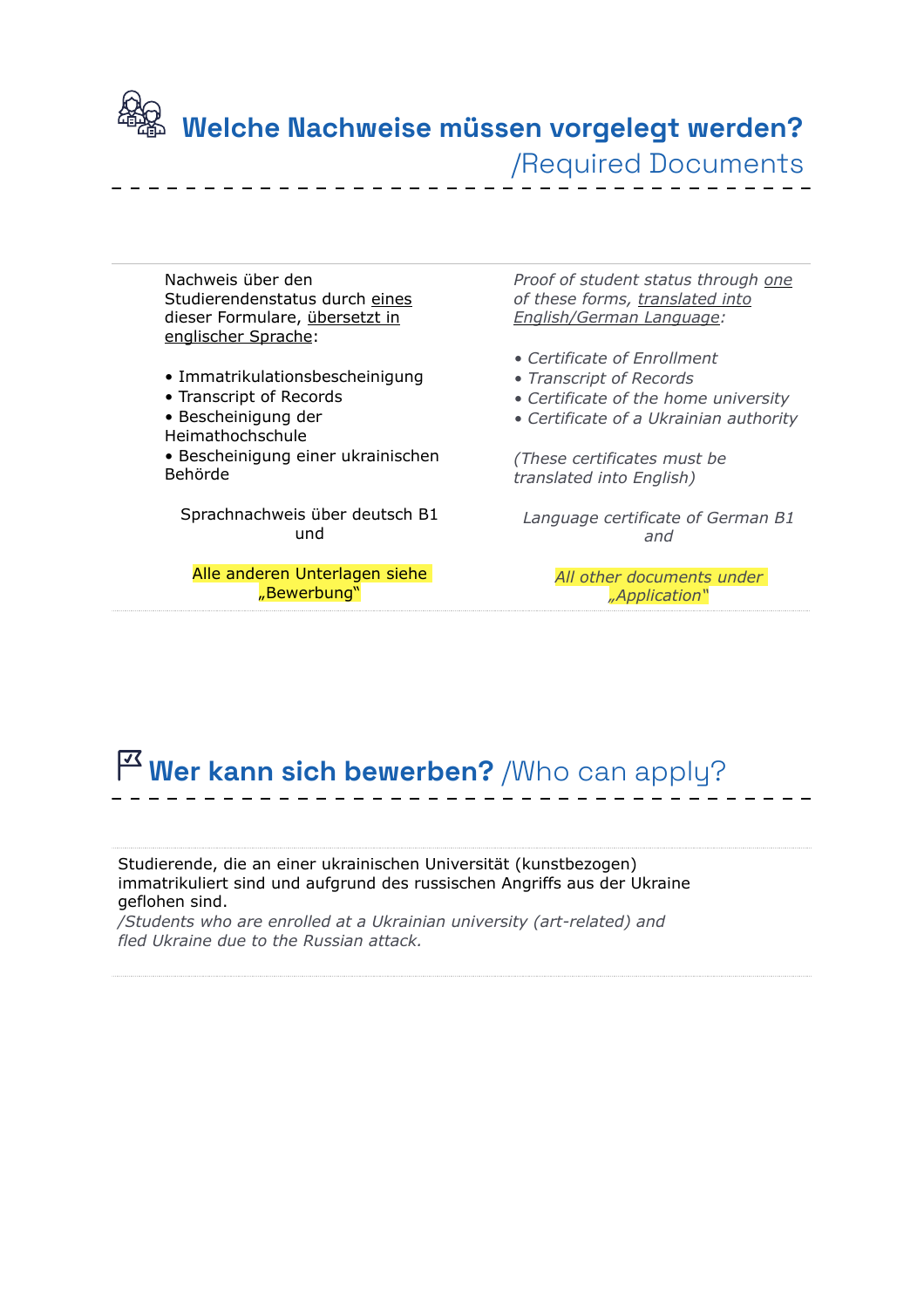## Welche Nachweise müssen vorgelegt werden? /Required Documents

Nachweis über den Studierendenstatus durch eines dieser Formulare, übersetzt in englischer Sprache:

- Immatrikulationsbescheinigung
- Transcript of Records
- Bescheinigung der Heimathochschule
- Bescheinigung einer ukrainischen Behörde

Sprachnachweis über deutsch B1 und

Alle anderen Unterlagen siehe „Bewerbung“

*Proof of student status through one of these forms, translated into English/German Language:*

- *Certificate of Enrollment*
- *Transcript of Records*
- *Certificate of the home university*
- *Certificate of a Ukrainian authority*

*(These certificates must be translated into English)*

*Language certificate of German B1 and*

*All other documents under „Application“*

## Wer kann sich bewerben? /Who can apply?

Studierende, die an einer ukrainischen Universität (kunstbezogen) immatrikuliert sind und aufgrund des russischen Angriffs aus der Ukraine geflohen sind.

*/Students who are enrolled at a Ukrainian university (art-related) and fled Ukraine due to the Russian attack.*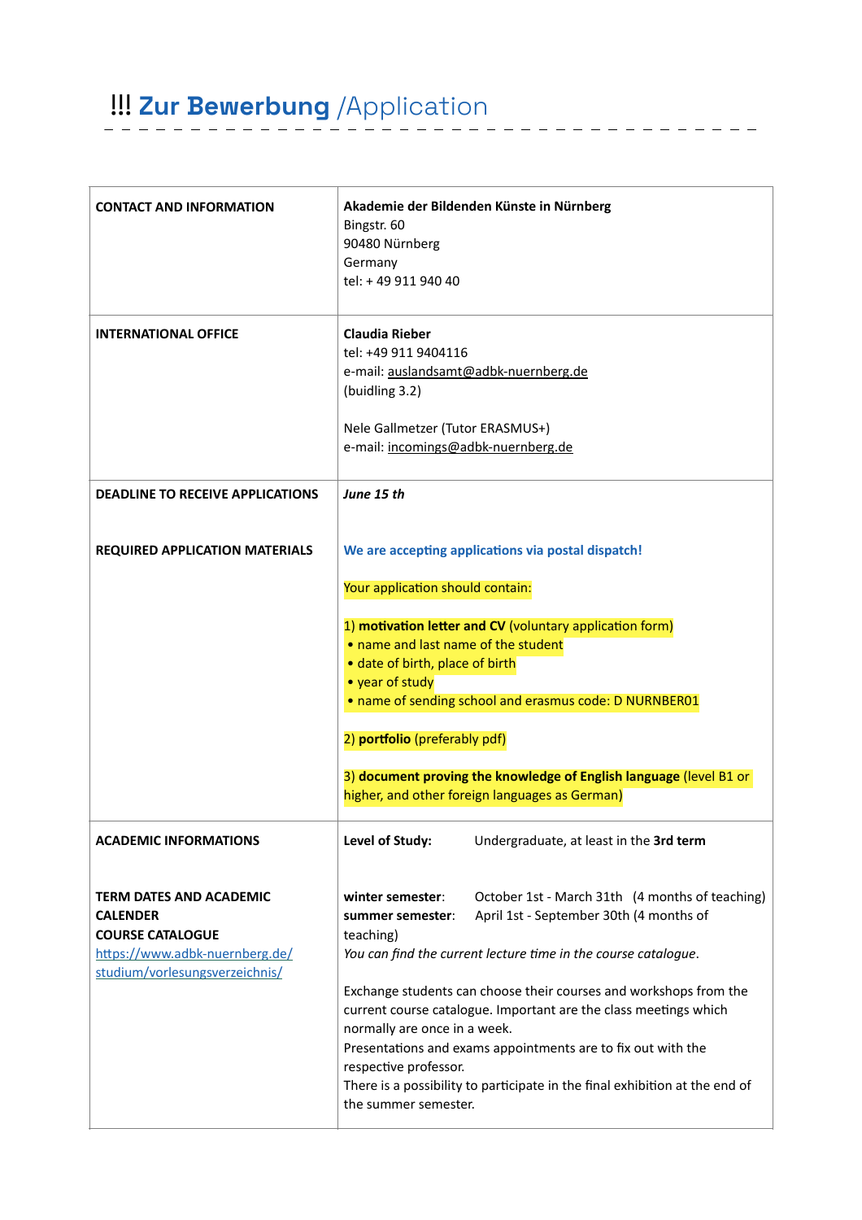# !!! Zur Bewerbung /Application

| | |
|---|---|
| **CONTACT AND INFORMATION** | **Akademie der Bildenden Künste in Nürnberg**<br>Bingstr. 60<br>90480 Nürnberg<br>Germany<br>tel: + 49 911 940 40 |
| **INTERNATIONAL OFFICE** | **Claudia Rieber**<br>tel: +49 911 9404116<br>e-mail: auslandsamt@adbk-nuernberg.de<br>(buidling 3.2)<br><br>Nele Gallmetzer (Tutor ERASMUS+)<br>e-mail: incomings@adbk-nuernberg.de |
| **DEADLINE TO RECEIVE APPLICATIONS**<br><br>**REQUIRED APPLICATION MATERIALS** | ***June 15 th***<br><br>**We are accepting applications via postal dispatch!**<br><br>Your application should contain:<br><br>1) **motivation letter and CV** (voluntary application form)<br>• name and last name of the student<br>• date of birth, place of birth<br>• year of study<br>• name of sending school and erasmus code: D NURNBER01<br><br>2) **portfolio** (preferably pdf)<br><br>3) **document proving the knowledge of English language** (level B1 or higher, and other foreign languages as German) |
| **ACADEMIC INFORMATIONS**<br><br>**TERM DATES AND ACADEMIC CALENDER**<br>**COURSE CATALOGUE**<br>https://www.adbk-nuernberg.de/studium/vorlesungsverzeichnis/ | **Level of Study:** Undergraduate, at least in the **3rd** term<br><br>**winter semester**: October 1st - March 31th (4 months of teaching)<br>**summer semester**: April 1st - September 30th (4 months of teaching)<br>*You can find the current lecture time in the course catalogue.*<br><br>Exchange students can choose their courses and workshops from the current course catalogue. Important are the class meetings which normally are once in a week.<br>Presentations and exams appointments are to fix out with the respective professor.<br>There is a possibility to participate in the final exhibition at the end of the summer semester. |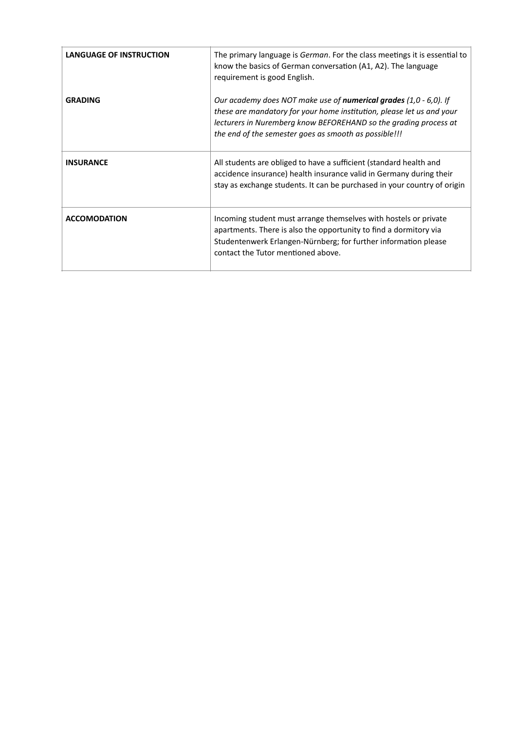| | |
|---|---|
| **LANGUAGE OF INSTRUCTION**<br><br><br>**GRADING** | The primary language is *German*. For the class meetings it is essential to know the basics of German conversation (A1, A2). The language requirement is good English.<br><br>*Our academy does NOT make use of **numerical grades** (1,0 - 6,0). If these are mandatory for your home institution, please let us and your lecturers in Nuremberg know BEFOREHAND so the grading process at the end of the semester goes as smooth as possible!!!* |
| **INSURANCE** | All students are obliged to have a sufficient (standard health and accidence insurance) health insurance valid in Germany during their stay as exchange students. It can be purchased in your country of origin |
| **ACCOMODATION** | Incoming student must arrange themselves with hostels or private apartments. There is also the opportunity to find a dormitory via Studentenwerk Erlangen-Nürnberg; for further information please contact the Tutor mentioned above. |